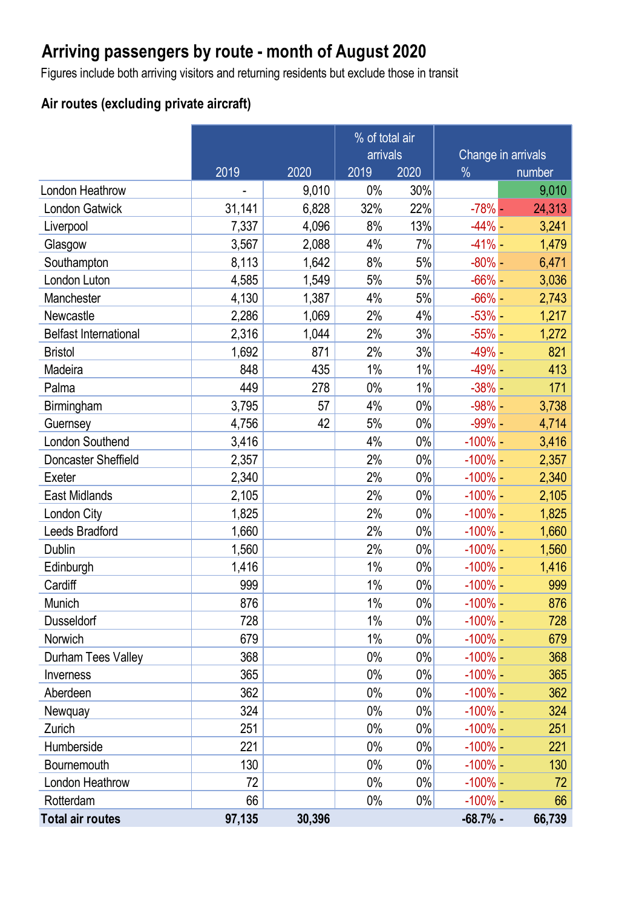# Arriving passengers by route - month of August 2020

Figures include both arriving visitors and returning residents but exclude those in transit

## Air routes (excluding private aircraft)

| | 2019 | 2020 | % of total air arrivals 2019 | % of total air arrivals 2020 | Change in arrivals % | Change in arrivals number |
|---|---|---|---|---|---|---|
| London Heathrow | - | 9,010 | 0% | 30% | | 9,010 |
| London Gatwick | 31,141 | 6,828 | 32% | 22% | -78% | - 24,313 |
| Liverpool | 7,337 | 4,096 | 8% | 13% | -44% | - 3,241 |
| Glasgow | 3,567 | 2,088 | 4% | 7% | -41% | - 1,479 |
| Southampton | 8,113 | 1,642 | 8% | 5% | -80% | - 6,471 |
| London Luton | 4,585 | 1,549 | 5% | 5% | -66% | - 3,036 |
| Manchester | 4,130 | 1,387 | 4% | 5% | -66% | - 2,743 |
| Newcastle | 2,286 | 1,069 | 2% | 4% | -53% | - 1,217 |
| Belfast International | 2,316 | 1,044 | 2% | 3% | -55% | - 1,272 |
| Bristol | 1,692 | 871 | 2% | 3% | -49% | - 821 |
| Madeira | 848 | 435 | 1% | 1% | -49% | - 413 |
| Palma | 449 | 278 | 0% | 1% | -38% | - 171 |
| Birmingham | 3,795 | 57 | 4% | 0% | -98% | - 3,738 |
| Guernsey | 4,756 | 42 | 5% | 0% | -99% | - 4,714 |
| London Southend | 3,416 | | 4% | 0% | -100% | - 3,416 |
| Doncaster Sheffield | 2,357 | | 2% | 0% | -100% | - 2,357 |
| Exeter | 2,340 | | 2% | 0% | -100% | - 2,340 |
| East Midlands | 2,105 | | 2% | 0% | -100% | - 2,105 |
| London City | 1,825 | | 2% | 0% | -100% | - 1,825 |
| Leeds Bradford | 1,660 | | 2% | 0% | -100% | - 1,660 |
| Dublin | 1,560 | | 2% | 0% | -100% | - 1,560 |
| Edinburgh | 1,416 | | 1% | 0% | -100% | - 1,416 |
| Cardiff | 999 | | 1% | 0% | -100% | - 999 |
| Munich | 876 | | 1% | 0% | -100% | - 876 |
| Dusseldorf | 728 | | 1% | 0% | -100% | - 728 |
| Norwich | 679 | | 1% | 0% | -100% | - 679 |
| Durham Tees Valley | 368 | | 0% | 0% | -100% | - 368 |
| Inverness | 365 | | 0% | 0% | -100% | - 365 |
| Aberdeen | 362 | | 0% | 0% | -100% | - 362 |
| Newquay | 324 | | 0% | 0% | -100% | - 324 |
| Zurich | 251 | | 0% | 0% | -100% | - 251 |
| Humberside | 221 | | 0% | 0% | -100% | - 221 |
| Bournemouth | 130 | | 0% | 0% | -100% | - 130 |
| London Heathrow | 72 | | 0% | 0% | -100% | - 72 |
| Rotterdam | 66 | | 0% | 0% | -100% | - 66 |
| **Total air routes** | **97,135** | **30,396** | | | **-68.7%** | **- 66,739** |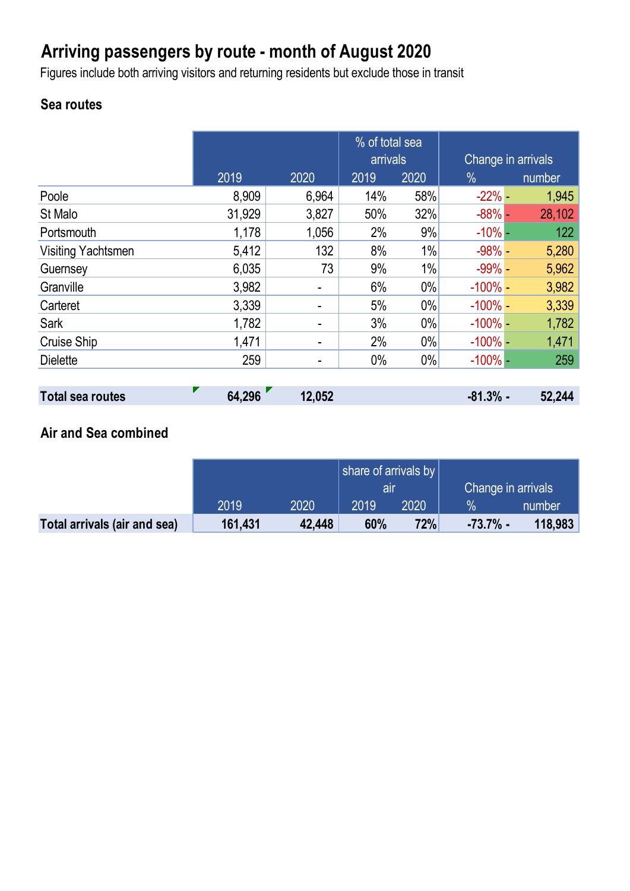# Arriving passengers by route - month of August 2020

Figures include both arriving visitors and returning residents but exclude those in transit

## Sea routes

| | | | % of total sea arrivals | | Change in arrivals | |
|---|---|---|---|---|---|---|
| | 2019 | 2020 | 2019 | 2020 | % | number |
| Poole | 8,909 | 6,964 | 14% | 58% | -22% | - 1,945 |
| St Malo | 31,929 | 3,827 | 50% | 32% | -88% | - 28,102 |
| Portsmouth | 1,178 | 1,056 | 2% | 9% | -10% | - 122 |
| Visiting Yachtsmen | 5,412 | 132 | 8% | 1% | -98% | - 5,280 |
| Guernsey | 6,035 | 73 | 9% | 1% | -99% | - 5,962 |
| Granville | 3,982 | - | 6% | 0% | -100% | - 3,982 |
| Carteret | 3,339 | - | 5% | 0% | -100% | - 3,339 |
| Sark | 1,782 | - | 3% | 0% | -100% | - 1,782 |
| Cruise Ship | 1,471 | - | 2% | 0% | -100% | - 1,471 |
| Dielette | 259 | - | 0% | 0% | -100% | - 259 |
| **Total sea routes** | **64,296** | **12,052** | | | **-81.3%** | **- 52,244** |

## Air and Sea combined

| | | | share of arrivals by air | | Change in arrivals | |
|---|---|---|---|---|---|---|
| | 2019 | 2020 | 2019 | 2020 | % | number |
| **Total arrivals (air and sea)** | **161,431** | **42,448** | **60%** | **72%** | **-73.7%** | **- 118,983** |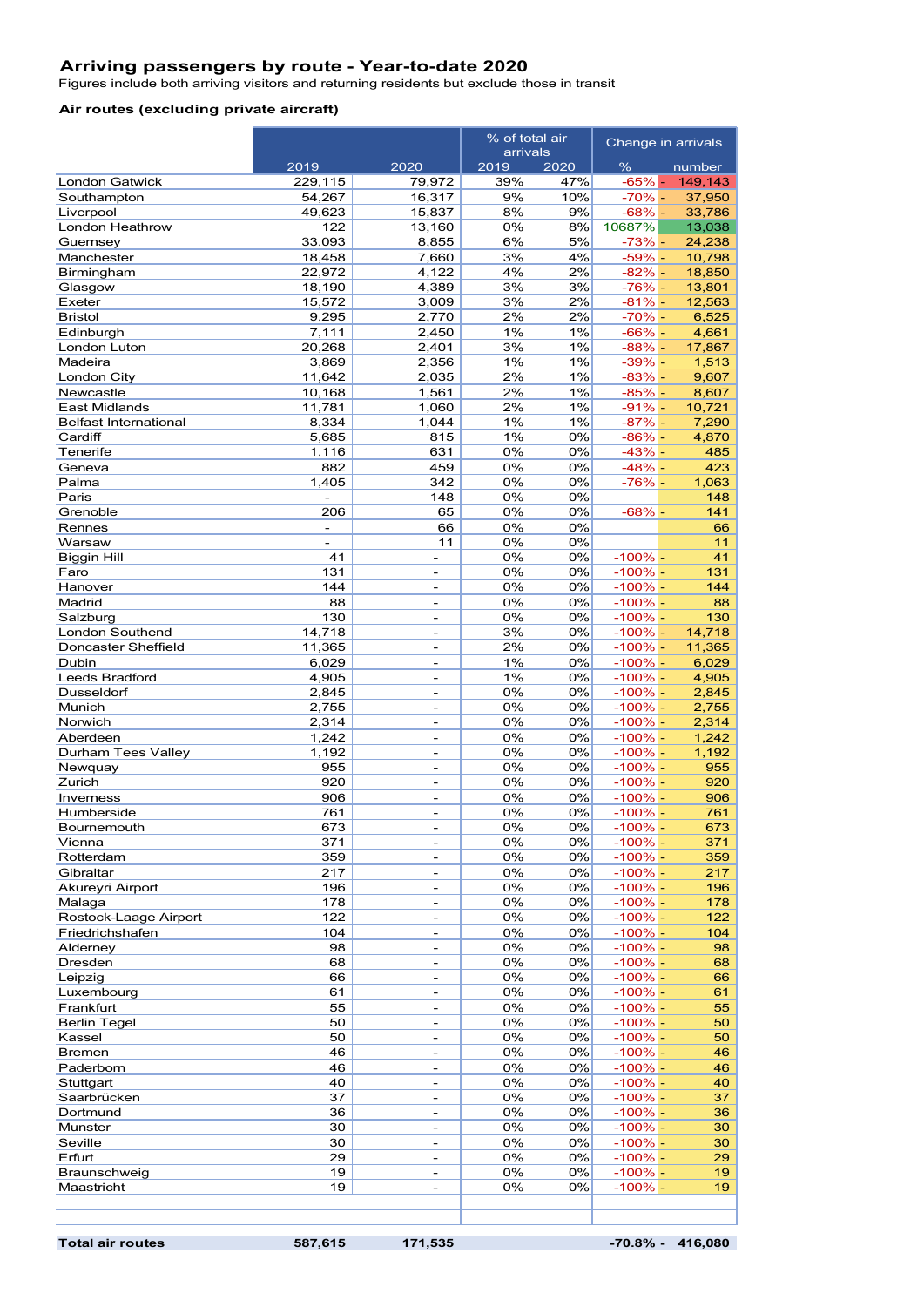## Arriving passengers by route - Year-to-date 2020

Figures include both arriving visitors and returning residents but exclude those in transit

### Air routes (excluding private aircraft)

| | 2019 | 2020 | % of total air arrivals 2019 | % of total air arrivals 2020 | Change in arrivals % | Change in arrivals number |
|---|---|---|---|---|---|---|
| London Gatwick | 229,115 | 79,972 | 39% | 47% | -65% | - 149,143 |
| Southampton | 54,267 | 16,317 | 9% | 10% | -70% | - 37,950 |
| Liverpool | 49,623 | 15,837 | 8% | 9% | -68% | - 33,786 |
| London Heathrow | 122 | 13,160 | 0% | 8% | 10687% | 13,038 |
| Guernsey | 33,093 | 8,855 | 6% | 5% | -73% | - 24,238 |
| Manchester | 18,458 | 7,660 | 3% | 4% | -59% | - 10,798 |
| Birmingham | 22,972 | 4,122 | 4% | 2% | -82% | - 18,850 |
| Glasgow | 18,190 | 4,389 | 3% | 3% | -76% | - 13,801 |
| Exeter | 15,572 | 3,009 | 3% | 2% | -81% | - 12,563 |
| Bristol | 9,295 | 2,770 | 2% | 2% | -70% | - 6,525 |
| Edinburgh | 7,111 | 2,450 | 1% | 1% | -66% | - 4,661 |
| London Luton | 20,268 | 2,401 | 3% | 1% | -88% | - 17,867 |
| Madeira | 3,869 | 2,356 | 1% | 1% | -39% | - 1,513 |
| London City | 11,642 | 2,035 | 2% | 1% | -83% | - 9,607 |
| Newcastle | 10,168 | 1,561 | 2% | 1% | -85% | - 8,607 |
| East Midlands | 11,781 | 1,060 | 2% | 1% | -91% | - 10,721 |
| Belfast International | 8,334 | 1,044 | 1% | 1% | -87% | - 7,290 |
| Cardiff | 5,685 | 815 | 1% | 0% | -86% | - 4,870 |
| Tenerife | 1,116 | 631 | 0% | 0% | -43% | - 485 |
| Geneva | 882 | 459 | 0% | 0% | -48% | - 423 |
| Palma | 1,405 | 342 | 0% | 0% | -76% | - 1,063 |
| Paris | - | 148 | 0% | 0% | | 148 |
| Grenoble | 206 | 65 | 0% | 0% | -68% | - 141 |
| Rennes | - | 66 | 0% | 0% | | 66 |
| Warsaw | - | 11 | 0% | 0% | | 11 |
| Biggin Hill | 41 | - | 0% | 0% | -100% | - 41 |
| Faro | 131 | - | 0% | 0% | -100% | - 131 |
| Hanover | 144 | - | 0% | 0% | -100% | - 144 |
| Madrid | 88 | - | 0% | 0% | -100% | - 88 |
| Salzburg | 130 | - | 0% | 0% | -100% | - 130 |
| London Southend | 14,718 | - | 3% | 0% | -100% | - 14,718 |
| Doncaster Sheffield | 11,365 | - | 2% | 0% | -100% | - 11,365 |
| Dubin | 6,029 | - | 1% | 0% | -100% | - 6,029 |
| Leeds Bradford | 4,905 | - | 1% | 0% | -100% | - 4,905 |
| Dusseldorf | 2,845 | - | 0% | 0% | -100% | - 2,845 |
| Munich | 2,755 | - | 0% | 0% | -100% | - 2,755 |
| Norwich | 2,314 | - | 0% | 0% | -100% | - 2,314 |
| Aberdeen | 1,242 | - | 0% | 0% | -100% | - 1,242 |
| Durham Tees Valley | 1,192 | - | 0% | 0% | -100% | - 1,192 |
| Newquay | 955 | - | 0% | 0% | -100% | - 955 |
| Zurich | 920 | - | 0% | 0% | -100% | - 920 |
| Inverness | 906 | - | 0% | 0% | -100% | - 906 |
| Humberside | 761 | - | 0% | 0% | -100% | - 761 |
| Bournemouth | 673 | - | 0% | 0% | -100% | - 673 |
| Vienna | 371 | - | 0% | 0% | -100% | - 371 |
| Rotterdam | 359 | - | 0% | 0% | -100% | - 359 |
| Gibraltar | 217 | - | 0% | 0% | -100% | - 217 |
| Akureyri Airport | 196 | - | 0% | 0% | -100% | - 196 |
| Malaga | 178 | - | 0% | 0% | -100% | - 178 |
| Rostock-Laage Airport | 122 | - | 0% | 0% | -100% | - 122 |
| Friedrichshafen | 104 | - | 0% | 0% | -100% | - 104 |
| Alderney | 98 | - | 0% | 0% | -100% | - 98 |
| Dresden | 68 | - | 0% | 0% | -100% | - 68 |
| Leipzig | 66 | - | 0% | 0% | -100% | - 66 |
| Luxembourg | 61 | - | 0% | 0% | -100% | - 61 |
| Frankfurt | 55 | - | 0% | 0% | -100% | - 55 |
| Berlin Tegel | 50 | - | 0% | 0% | -100% | - 50 |
| Kassel | 50 | - | 0% | 0% | -100% | - 50 |
| Bremen | 46 | - | 0% | 0% | -100% | - 46 |
| Paderborn | 46 | - | 0% | 0% | -100% | - 46 |
| Stuttgart | 40 | - | 0% | 0% | -100% | - 40 |
| Saarbrücken | 37 | - | 0% | 0% | -100% | - 37 |
| Dortmund | 36 | - | 0% | 0% | -100% | - 36 |
| Munster | 30 | - | 0% | 0% | -100% | - 30 |
| Seville | 30 | - | 0% | 0% | -100% | - 30 |
| Erfurt | 29 | - | 0% | 0% | -100% | - 29 |
| Braunschweig | 19 | - | 0% | 0% | -100% | - 19 |
| Maastricht | 19 | - | 0% | 0% | -100% | - 19 |
| **Total air routes** | **587,615** | **171,535** | | | **-70.8%** | **- 416,080** |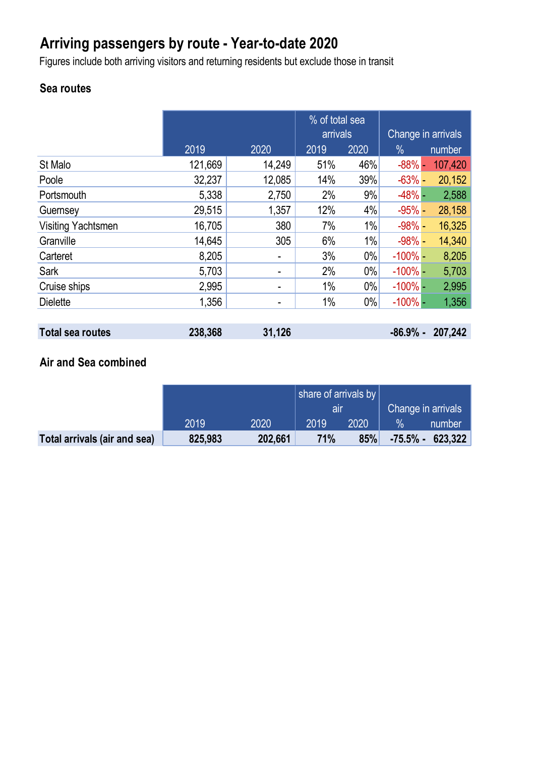# Arriving passengers by route - Year-to-date 2020

Figures include both arriving visitors and returning residents but exclude those in transit

## Sea routes

| | 2019 | 2020 | % of total sea arrivals | | Change in arrivals | |
|---|---|---|---|---|---|---|
| | | | 2019 | 2020 | % | number |
| St Malo | 121,669 | 14,249 | 51% | 46% | -88% | - 107,420 |
| Poole | 32,237 | 12,085 | 14% | 39% | -63% | - 20,152 |
| Portsmouth | 5,338 | 2,750 | 2% | 9% | -48% | - 2,588 |
| Guernsey | 29,515 | 1,357 | 12% | 4% | -95% | - 28,158 |
| Visiting Yachtsmen | 16,705 | 380 | 7% | 1% | -98% | - 16,325 |
| Granville | 14,645 | 305 | 6% | 1% | -98% | - 14,340 |
| Carteret | 8,205 | - | 3% | 0% | -100% | - 8,205 |
| Sark | 5,703 | - | 2% | 0% | -100% | - 5,703 |
| Cruise ships | 2,995 | - | 1% | 0% | -100% | - 2,995 |
| Dielette | 1,356 | - | 1% | 0% | -100% | - 1,356 |
| **Total sea routes** | **238,368** | **31,126** | | | **-86.9%** | **- 207,242** |

## Air and Sea combined

| | 2019 | 2020 | share of arrivals by air | | Change in arrivals | |
|---|---|---|---|---|---|---|
| | | | 2019 | 2020 | % | number |
| **Total arrivals (air and sea)** | **825,983** | **202,661** | **71%** | **85%** | **-75.5%** | **- 623,322** |